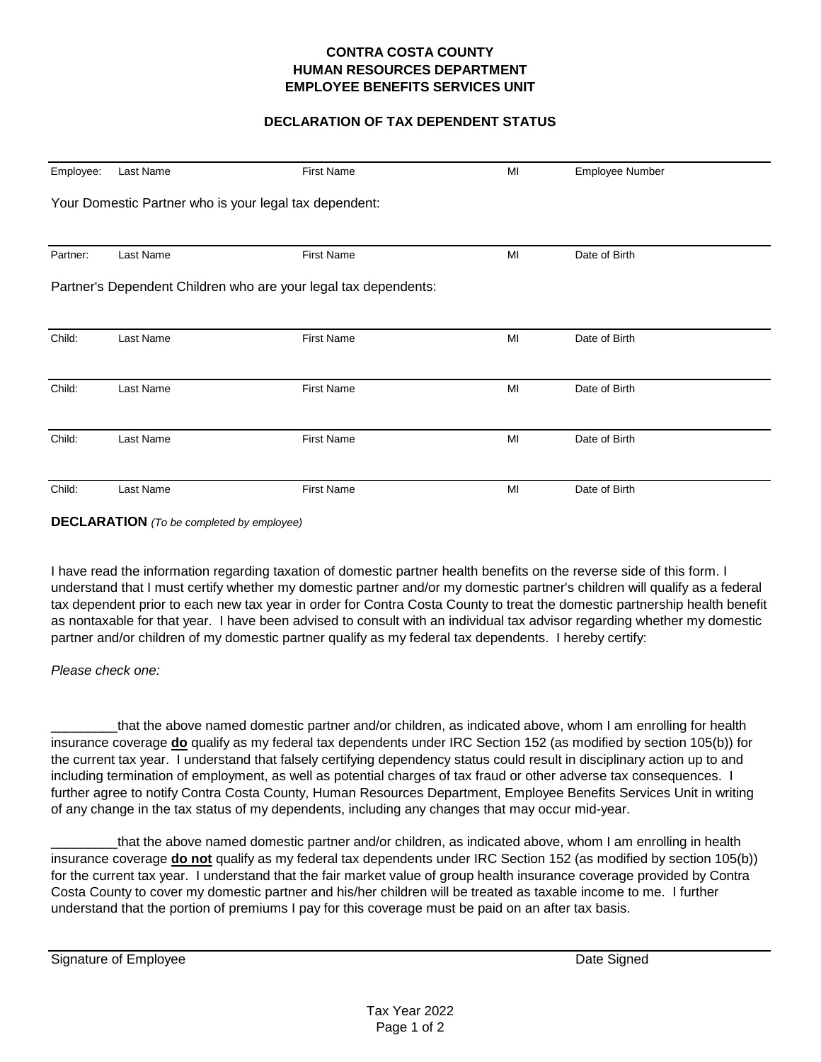**CONTRA COSTA COUNTY**
**HUMAN RESOURCES DEPARTMENT**
**EMPLOYEE BENEFITS SERVICES UNIT**

**DECLARATION OF TAX DEPENDENT STATUS**

| Employee: | Last Name | First Name | MI | Employee Number |
|---|---|---|---|---|

Your Domestic Partner who is your legal tax dependent:

| Partner: | Last Name | First Name | MI | Date of Birth |
|---|---|---|---|---|

Partner's Dependent Children who are your legal tax dependents:

| Child: | Last Name | First Name | MI | Date of Birth |
|---|---|---|---|---|
| Child: | Last Name | First Name | MI | Date of Birth |
| Child: | Last Name | First Name | MI | Date of Birth |
| Child: | Last Name | First Name | MI | Date of Birth |

**DECLARATION** *(To be completed by employee)*

I have read the information regarding taxation of domestic partner health benefits on the reverse side of this form. I understand that I must certify whether my domestic partner and/or my domestic partner's children will qualify as a federal tax dependent prior to each new tax year in order for Contra Costa County to treat the domestic partnership health benefit as nontaxable for that year. I have been advised to consult with an individual tax advisor regarding whether my domestic partner and/or children of my domestic partner qualify as my federal tax dependents. I hereby certify:

*Please check one:*

_________that the above named domestic partner and/or children, as indicated above, whom I am enrolling for health insurance coverage **do** qualify as my federal tax dependents under IRC Section 152 (as modified by section 105(b)) for the current tax year. I understand that falsely certifying dependency status could result in disciplinary action up to and including termination of employment, as well as potential charges of tax fraud or other adverse tax consequences. I further agree to notify Contra Costa County, Human Resources Department, Employee Benefits Services Unit in writing of any change in the tax status of my dependents, including any changes that may occur mid-year.

_________that the above named domestic partner and/or children, as indicated above, whom I am enrolling in health insurance coverage **do not** qualify as my federal tax dependents under IRC Section 152 (as modified by section 105(b)) for the current tax year. I understand that the fair market value of group health insurance coverage provided by Contra Costa County to cover my domestic partner and his/her children will be treated as taxable income to me. I further understand that the portion of premiums I pay for this coverage must be paid on an after tax basis.

Signature of Employee　　　　　　　　　　　　　　　　　　　　Date Signed

Tax Year 2022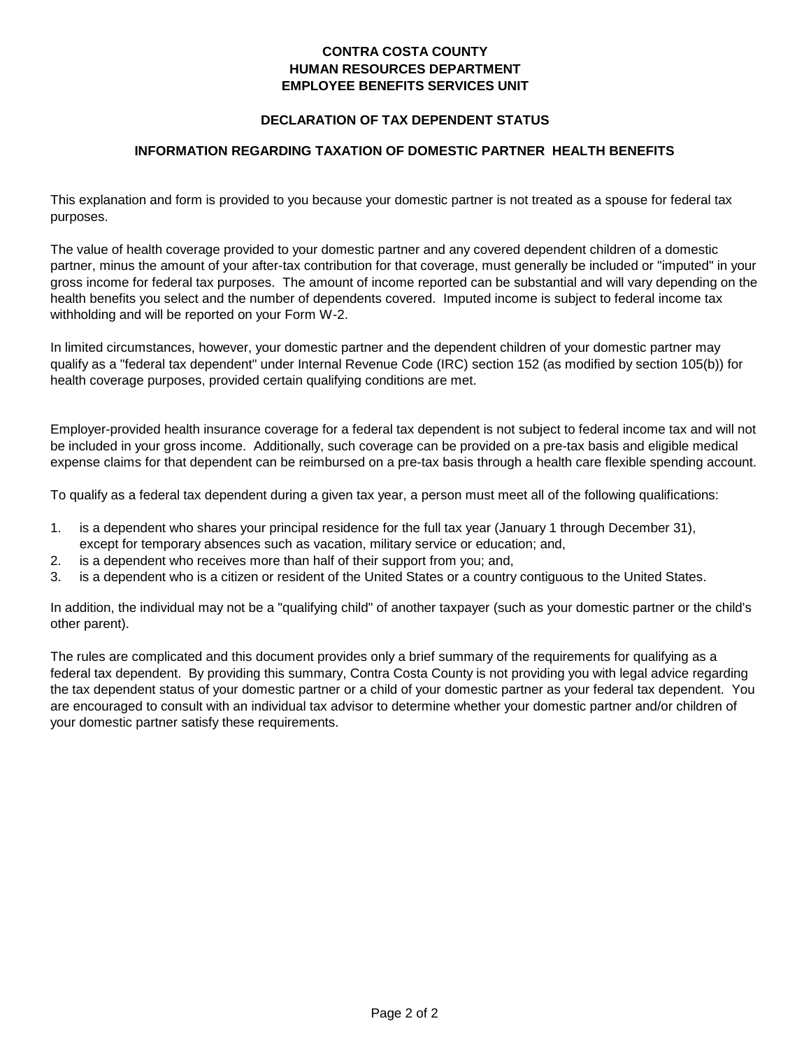**CONTRA COSTA COUNTY**
**HUMAN RESOURCES DEPARTMENT**
**EMPLOYEE BENEFITS SERVICES UNIT**

## DECLARATION OF TAX DEPENDENT STATUS

### INFORMATION REGARDING TAXATION OF DOMESTIC PARTNER HEALTH BENEFITS

This explanation and form is provided to you because your domestic partner is not treated as a spouse for federal tax purposes.

The value of health coverage provided to your domestic partner and any covered dependent children of a domestic partner, minus the amount of your after-tax contribution for that coverage, must generally be included or "imputed" in your gross income for federal tax purposes. The amount of income reported can be substantial and will vary depending on the health benefits you select and the number of dependents covered. Imputed income is subject to federal income tax withholding and will be reported on your Form W-2.

In limited circumstances, however, your domestic partner and the dependent children of your domestic partner may qualify as a "federal tax dependent" under Internal Revenue Code (IRC) section 152 (as modified by section 105(b)) for health coverage purposes, provided certain qualifying conditions are met.

Employer-provided health insurance coverage for a federal tax dependent is not subject to federal income tax and will not be included in your gross income. Additionally, such coverage can be provided on a pre-tax basis and eligible medical expense claims for that dependent can be reimbursed on a pre-tax basis through a health care flexible spending account.

To qualify as a federal tax dependent during a given tax year, a person must meet all of the following qualifications:

1. is a dependent who shares your principal residence for the full tax year (January 1 through December 31), except for temporary absences such as vacation, military service or education; and,
2. is a dependent who receives more than half of their support from you; and,
3. is a dependent who is a citizen or resident of the United States or a country contiguous to the United States.

In addition, the individual may not be a "qualifying child" of another taxpayer (such as your domestic partner or the child's other parent).

The rules are complicated and this document provides only a brief summary of the requirements for qualifying as a federal tax dependent. By providing this summary, Contra Costa County is not providing you with legal advice regarding the tax dependent status of your domestic partner or a child of your domestic partner as your federal tax dependent. You are encouraged to consult with an individual tax advisor to determine whether your domestic partner and/or children of your domestic partner satisfy these requirements.